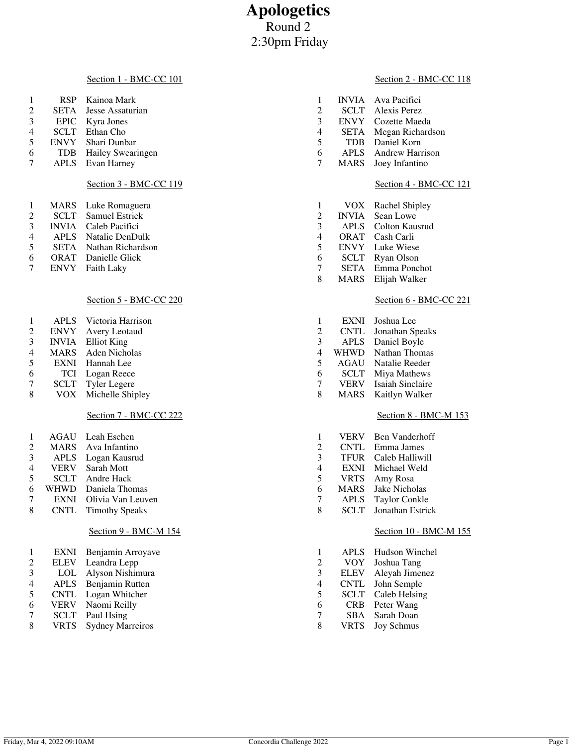# Apologetics

Round 2

2:30pm Friday

### Section 1 - BMC-CC 101

| # | School | Name |
|---|---|---|
| 1 | RSP | Kainoa Mark |
| 2 | SETA | Jesse Assaturian |
| 3 | EPIC | Kyra Jones |
| 4 | SCLT | Ethan Cho |
| 5 | ENVY | Shari Dunbar |
| 6 | TDB | Hailey Swearingen |
| 7 | APLS | Evan Harney |

### Section 2 - BMC-CC 118

| # | School | Name |
|---|---|---|
| 1 | INVIA | Ava Pacifici |
| 2 | SCLT | Alexis Perez |
| 3 | ENVY | Cozette Maeda |
| 4 | SETA | Megan Richardson |
| 5 | TDB | Daniel Korn |
| 6 | APLS | Andrew Harrison |
| 7 | MARS | Joey Infantino |

### Section 3 - BMC-CC 119

| # | School | Name |
|---|---|---|
| 1 | MARS | Luke Romaguera |
| 2 | SCLT | Samuel Estrick |
| 3 | INVIA | Caleb Pacifici |
| 4 | APLS | Natalie DenDulk |
| 5 | SETA | Nathan Richardson |
| 6 | ORAT | Danielle Glick |
| 7 | ENVY | Faith Laky |

### Section 4 - BMC-CC 121

| # | School | Name |
|---|---|---|
| 1 | VOX | Rachel Shipley |
| 2 | INVIA | Sean Lowe |
| 3 | APLS | Colton Kausrud |
| 4 | ORAT | Cash Carli |
| 5 | ENVY | Luke Wiese |
| 6 | SCLT | Ryan Olson |
| 7 | SETA | Emma Ponchot |
| 8 | MARS | Elijah Walker |

### Section 5 - BMC-CC 220

| # | School | Name |
|---|---|---|
| 1 | APLS | Victoria Harrison |
| 2 | ENVY | Avery Leotaud |
| 3 | INVIA | Elliot King |
| 4 | MARS | Aden Nicholas |
| 5 | EXNI | Hannah Lee |
| 6 | TCI | Logan Reece |
| 7 | SCLT | Tyler Legere |
| 8 | VOX | Michelle Shipley |

### Section 6 - BMC-CC 221

| # | School | Name |
|---|---|---|
| 1 | EXNI | Joshua Lee |
| 2 | CNTL | Jonathan Speaks |
| 3 | APLS | Daniel Boyle |
| 4 | WHWD | Nathan Thomas |
| 5 | AGAU | Natalie Reeder |
| 6 | SCLT | Miya Mathews |
| 7 | VERV | Isaiah Sinclaire |
| 8 | MARS | Kaitlyn Walker |

### Section 7 - BMC-CC 222

| # | School | Name |
|---|---|---|
| 1 | AGAU | Leah Eschen |
| 2 | MARS | Ava Infantino |
| 3 | APLS | Logan Kausrud |
| 4 | VERV | Sarah Mott |
| 5 | SCLT | Andre Hack |
| 6 | WHWD | Daniela Thomas |
| 7 | EXNI | Olivia Van Leuven |
| 8 | CNTL | Timothy Speaks |

### Section 8 - BMC-M 153

| # | School | Name |
|---|---|---|
| 1 | VERV | Ben Vanderhoff |
| 2 | CNTL | Emma James |
| 3 | TFUR | Caleb Halliwill |
| 4 | EXNI | Michael Weld |
| 5 | VRTS | Amy Rosa |
| 6 | MARS | Jake Nicholas |
| 7 | APLS | Taylor Conkle |
| 8 | SCLT | Jonathan Estrick |

### Section 9 - BMC-M 154

| # | School | Name |
|---|---|---|
| 1 | EXNI | Benjamin Arroyave |
| 2 | ELEV | Leandra Lepp |
| 3 | LOL | Alyson Nishimura |
| 4 | APLS | Benjamin Rutten |
| 5 | CNTL | Logan Whitcher |
| 6 | VERV | Naomi Reilly |
| 7 | SCLT | Paul Hsing |
| 8 | VRTS | Sydney Marreiros |

### Section 10 - BMC-M 155

| # | School | Name |
|---|---|---|
| 1 | APLS | Hudson Winchel |
| 2 | VOY | Joshua Tang |
| 3 | ELEV | Aleyah Jimenez |
| 4 | CNTL | John Semple |
| 5 | SCLT | Caleb Helsing |
| 6 | CRB | Peter Wang |
| 7 | SBA | Sarah Doan |
| 8 | VRTS | Joy Schmus |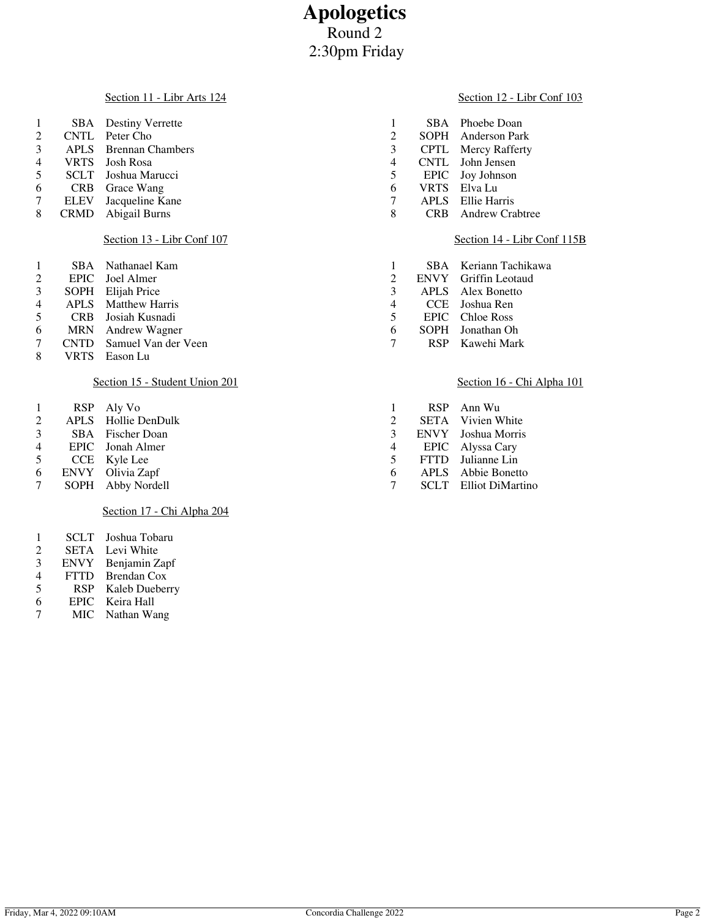# Apologetics

Round 2

2:30pm Friday

### Section 11 - Libr Arts 124

| | | |
|---|---|---|
| 1 | SBA | Destiny Verrette |
| 2 | CNTL | Peter Cho |
| 3 | APLS | Brennan Chambers |
| 4 | VRTS | Josh Rosa |
| 5 | SCLT | Joshua Marucci |
| 6 | CRB | Grace Wang |
| 7 | ELEV | Jacqueline Kane |
| 8 | CRMD | Abigail Burns |

### Section 13 - Libr Conf 107

| | | |
|---|---|---|
| 1 | SBA | Nathanael Kam |
| 2 | EPIC | Joel Almer |
| 3 | SOPH | Elijah Price |
| 4 | APLS | Matthew Harris |
| 5 | CRB | Josiah Kusnadi |
| 6 | MRN | Andrew Wagner |
| 7 | CNTD | Samuel Van der Veen |
| 8 | VRTS | Eason Lu |

### Section 15 - Student Union 201

| | | |
|---|---|---|
| 1 | RSP | Aly Vo |
| 2 | APLS | Hollie DenDulk |
| 3 | SBA | Fischer Doan |
| 4 | EPIC | Jonah Almer |
| 5 | CCE | Kyle Lee |
| 6 | ENVY | Olivia Zapf |
| 7 | SOPH | Abby Nordell |

### Section 17 - Chi Alpha 204

| | | |
|---|---|---|
| 1 | SCLT | Joshua Tobaru |
| 2 | SETA | Levi White |
| 3 | ENVY | Benjamin Zapf |
| 4 | FTTD | Brendan Cox |
| 5 | RSP | Kaleb Dueberry |
| 6 | EPIC | Keira Hall |
| 7 | MIC | Nathan Wang |

### Section 12 - Libr Conf 103

| | | |
|---|---|---|
| 1 | SBA | Phoebe Doan |
| 2 | SOPH | Anderson Park |
| 3 | CPTL | Mercy Rafferty |
| 4 | CNTL | John Jensen |
| 5 | EPIC | Joy Johnson |
| 6 | VRTS | Elva Lu |
| 7 | APLS | Ellie Harris |
| 8 | CRB | Andrew Crabtree |

### Section 14 - Libr Conf 115B

| | | |
|---|---|---|
| 1 | SBA | Keriann Tachikawa |
| 2 | ENVY | Griffin Leotaud |
| 3 | APLS | Alex Bonetto |
| 4 | CCE | Joshua Ren |
| 5 | EPIC | Chloe Ross |
| 6 | SOPH | Jonathan Oh |
| 7 | RSP | Kawehi Mark |

### Section 16 - Chi Alpha 101

| | | |
|---|---|---|
| 1 | RSP | Ann Wu |
| 2 | SETA | Vivien White |
| 3 | ENVY | Joshua Morris |
| 4 | EPIC | Alyssa Cary |
| 5 | FTTD | Julianne Lin |
| 6 | APLS | Abbie Bonetto |
| 7 | SCLT | Elliot DiMartino |